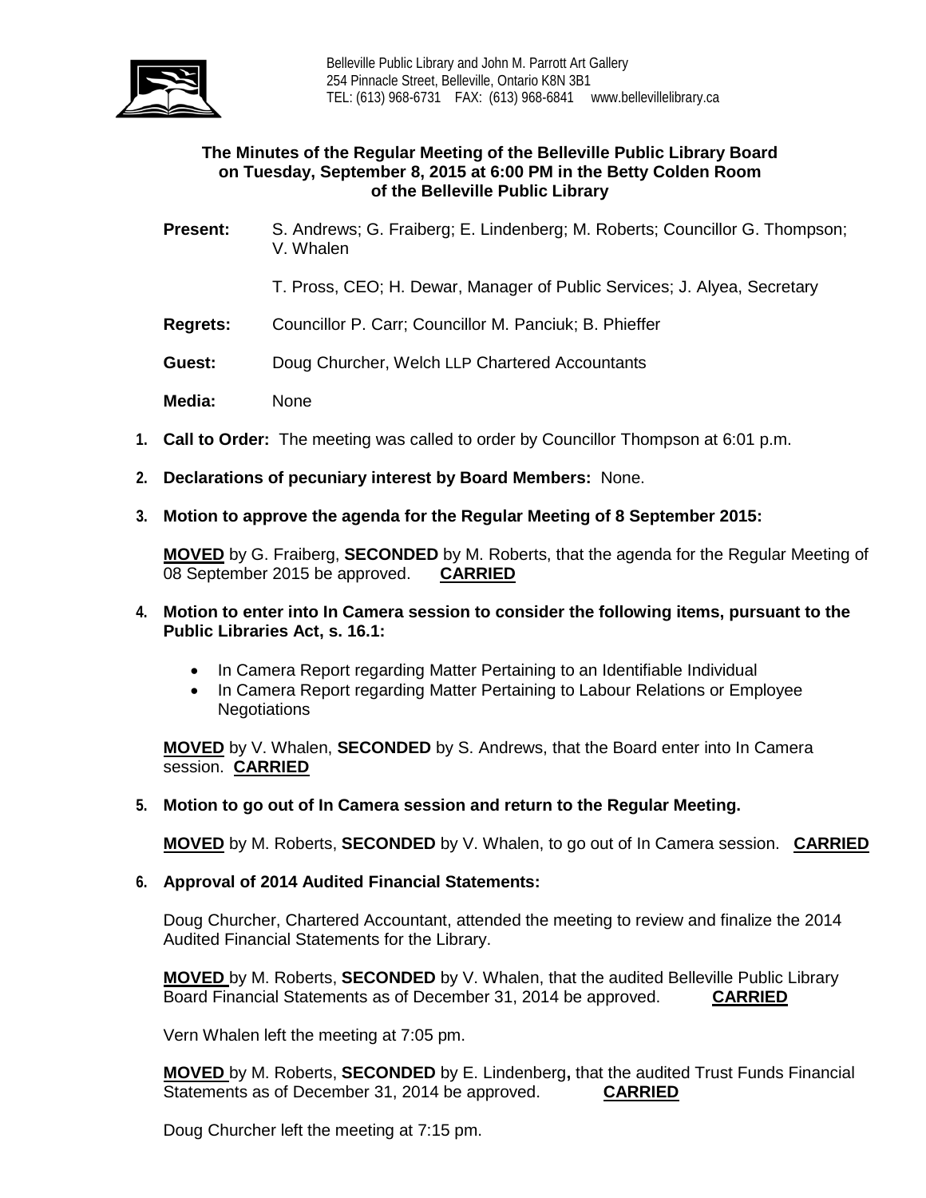Belleville Public Library and John M. Parrott Art Gallery
254 Pinnacle Street, Belleville, Ontario K8N 3B1
TEL: (613) 968-6731 FAX: (613) 968-6841 www.bellevillelibrary.ca

**The Minutes of the Regular Meeting of the Belleville Public Library Board on Tuesday, September 8, 2015 at 6:00 PM in the Betty Colden Room of the Belleville Public Library**

**Present:** S. Andrews; G. Fraiberg; E. Lindenberg; M. Roberts; Councillor G. Thompson; V. Whalen

T. Pross, CEO; H. Dewar, Manager of Public Services; J. Alyea, Secretary

**Regrets:** Councillor P. Carr; Councillor M. Panciuk; B. Phieffer

**Guest:** Doug Churcher, Welch LLP Chartered Accountants

**Media:** None

1. **Call to Order:** The meeting was called to order by Councillor Thompson at 6:01 p.m.

2. **Declarations of pecuniary interest by Board Members:** None.

3. **Motion to approve the agenda for the Regular Meeting of 8 September 2015:**

   **MOVED** by G. Fraiberg, **SECONDED** by M. Roberts, that the agenda for the Regular Meeting of 08 September 2015 be approved. **CARRIED**

4. **Motion to enter into In Camera session to consider the following items, pursuant to the Public Libraries Act, s. 16.1:**

   - In Camera Report regarding Matter Pertaining to an Identifiable Individual
   - In Camera Report regarding Matter Pertaining to Labour Relations or Employee Negotiations

   **MOVED** by V. Whalen, **SECONDED** by S. Andrews, that the Board enter into In Camera session. **CARRIED**

5. **Motion to go out of In Camera session and return to the Regular Meeting.**

   **MOVED** by M. Roberts, **SECONDED** by V. Whalen, to go out of In Camera session. **CARRIED**

6. **Approval of 2014 Audited Financial Statements:**

   Doug Churcher, Chartered Accountant, attended the meeting to review and finalize the 2014 Audited Financial Statements for the Library.

   **MOVED** by M. Roberts, **SECONDED** by V. Whalen, that the audited Belleville Public Library Board Financial Statements as of December 31, 2014 be approved. **CARRIED**

   Vern Whalen left the meeting at 7:05 pm.

   **MOVED** by M. Roberts, **SECONDED** by E. Lindenberg, that the audited Trust Funds Financial Statements as of December 31, 2014 be approved. **CARRIED**

   Doug Churcher left the meeting at 7:15 pm.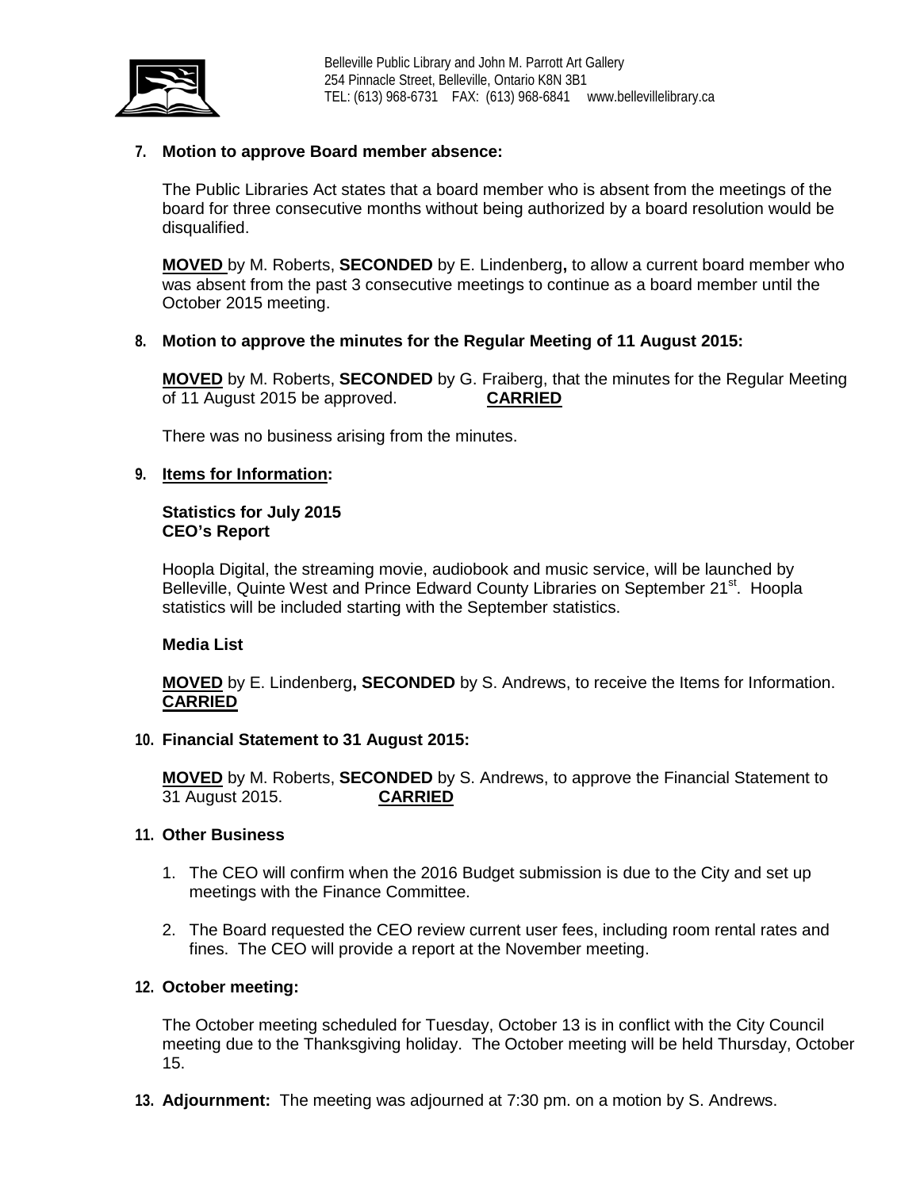Belleville Public Library and John M. Parrott Art Gallery
254 Pinnacle Street, Belleville, Ontario K8N 3B1
TEL: (613) 968-6731 FAX: (613) 968-6841 www.bellevillelibrary.ca

**7. Motion to approve Board member absence:**

The Public Libraries Act states that a board member who is absent from the meetings of the board for three consecutive months without being authorized by a board resolution would be disqualified.

**MOVED** by M. Roberts, **SECONDED** by E. Lindenberg**,** to allow a current board member who was absent from the past 3 consecutive meetings to continue as a board member until the October 2015 meeting.

**8. Motion to approve the minutes for the Regular Meeting of 11 August 2015:**

**MOVED** by M. Roberts, **SECONDED** by G. Fraiberg, that the minutes for the Regular Meeting of 11 August 2015 be approved. **CARRIED**

There was no business arising from the minutes.

**9. Items for Information:**

**Statistics for July 2015**
**CEO's Report**

Hoopla Digital, the streaming movie, audiobook and music service, will be launched by Belleville, Quinte West and Prince Edward County Libraries on September 21st. Hoopla statistics will be included starting with the September statistics.

**Media List**

**MOVED** by E. Lindenberg**, SECONDED** by S. Andrews, to receive the Items for Information. **CARRIED**

**10. Financial Statement to 31 August 2015:**

**MOVED** by M. Roberts, **SECONDED** by S. Andrews, to approve the Financial Statement to 31 August 2015. **CARRIED**

**11. Other Business**

1. The CEO will confirm when the 2016 Budget submission is due to the City and set up meetings with the Finance Committee.
2. The Board requested the CEO review current user fees, including room rental rates and fines. The CEO will provide a report at the November meeting.

**12. October meeting:**

The October meeting scheduled for Tuesday, October 13 is in conflict with the City Council meeting due to the Thanksgiving holiday. The October meeting will be held Thursday, October 15.

**13. Adjournment:** The meeting was adjourned at 7:30 pm. on a motion by S. Andrews.